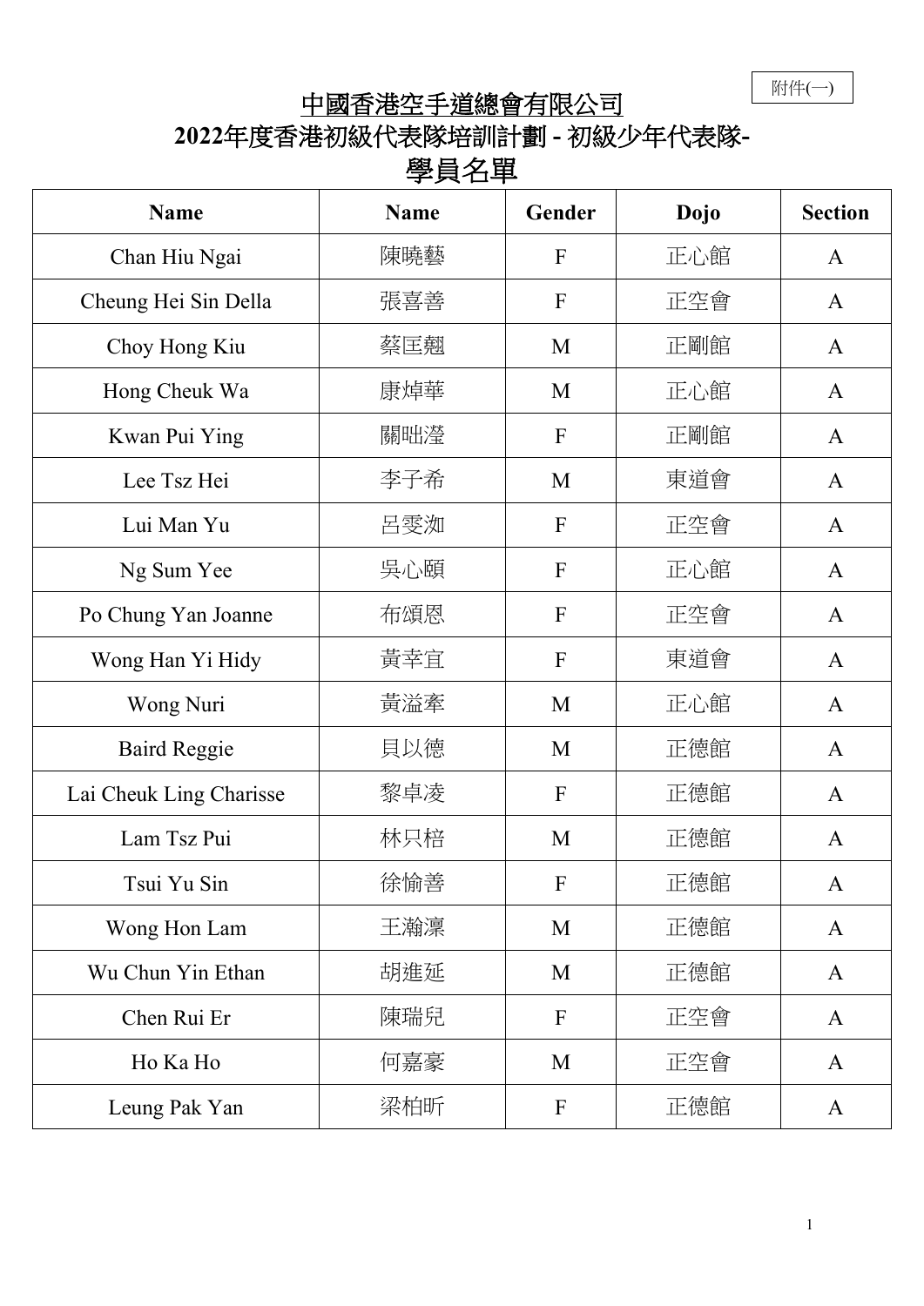附件(一)

# 中國香港空手道總會有限公司
# 2022年度香港初級代表隊培訓計劃 - 初級少年代表隊-
# 學員名單

| Name | Name | Gender | Dojo | Section |
|---|---|---|---|---|
| Chan Hiu Ngai | 陳曉藝 | F | 正心館 | A |
| Cheung Hei Sin Della | 張喜善 | F | 正空會 | A |
| Choy Hong Kiu | 蔡匡翹 | M | 正剛館 | A |
| Hong Cheuk Wa | 康焯華 | M | 正心館 | A |
| Kwan Pui Ying | 關咄瀅 | F | 正剛館 | A |
| Lee Tsz Hei | 李子希 | M | 東道會 | A |
| Lui Man Yu | 呂雯洳 | F | 正空會 | A |
| Ng Sum Yee | 吳心頤 | F | 正心館 | A |
| Po Chung Yan Joanne | 布頌恩 | F | 正空會 | A |
| Wong Han Yi Hidy | 黃幸宜 | F | 東道會 | A |
| Wong Nuri | 黃溢秊 | M | 正心館 | A |
| Baird Reggie | 貝以德 | M | 正德館 | A |
| Lai Cheuk Ling Charisse | 黎卓凌 | F | 正德館 | A |
| Lam Tsz Pui | 林只棓 | M | 正德館 | A |
| Tsui Yu Sin | 徐愉善 | F | 正德館 | A |
| Wong Hon Lam | 王瀚凛 | M | 正德館 | A |
| Wu Chun Yin Ethan | 胡進延 | M | 正德館 | A |
| Chen Rui Er | 陳瑞兒 | F | 正空會 | A |
| Ho Ka Ho | 何嘉豪 | M | 正空會 | A |
| Leung Pak Yan | 梁柏昕 | F | 正德館 | A |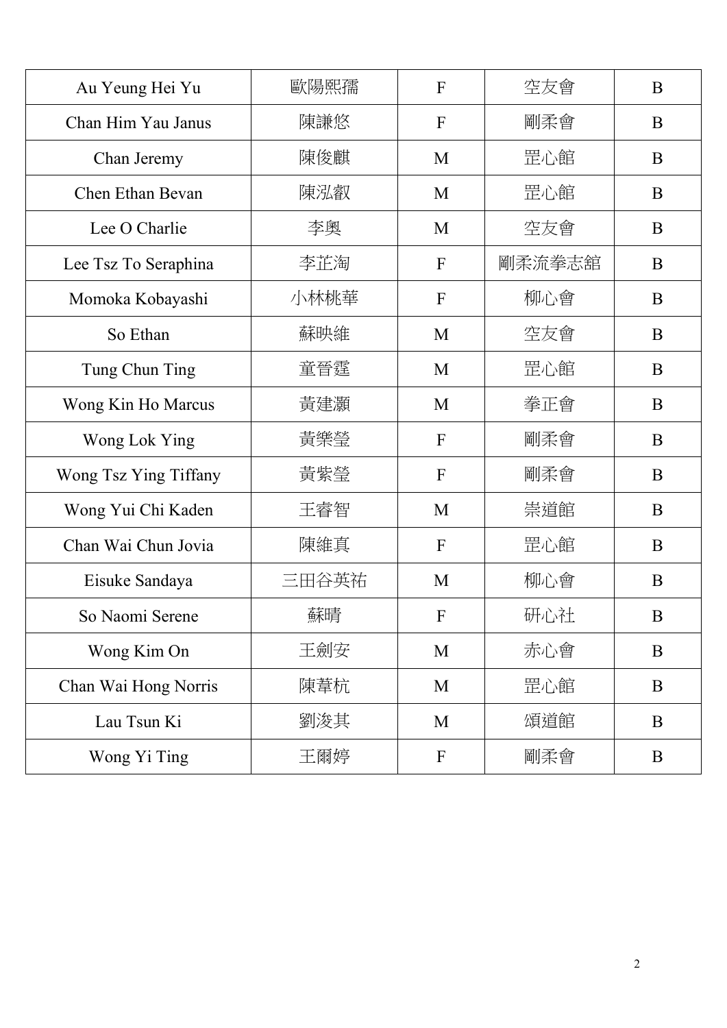| | | | | |
|---|---|---|---|---|
| Au Yeung Hei Yu | 歐陽熙孺 | F | 空友會 | B |
| Chan Him Yau Janus | 陳謙悠 | F | 剛柔會 | B |
| Chan Jeremy | 陳俊麒 | M | 罡心館 | B |
| Chen Ethan Bevan | 陳泓叡 | M | 罡心館 | B |
| Lee O Charlie | 李奧 | M | 空友會 | B |
| Lee Tsz To Seraphina | 李芷淘 | F | 剛柔流拳志舘 | B |
| Momoka Kobayashi | 小林桃華 | F | 柳心會 | B |
| So Ethan | 蘇映維 | M | 空友會 | B |
| Tung Chun Ting | 童晉霆 | M | 罡心館 | B |
| Wong Kin Ho Marcus | 黃建灝 | M | 拳正會 | B |
| Wong Lok Ying | 黃樂瑩 | F | 剛柔會 | B |
| Wong Tsz Ying Tiffany | 黃紫瑩 | F | 剛柔會 | B |
| Wong Yui Chi Kaden | 王睿智 | M | 崇道館 | B |
| Chan Wai Chun Jovia | 陳維真 | F | 罡心館 | B |
| Eisuke Sandaya | 三田谷英祐 | M | 柳心會 | B |
| So Naomi Serene | 蘇晴 | F | 研心社 | B |
| Wong Kim On | 王劍安 | M | 赤心會 | B |
| Chan Wai Hong Norris | 陳葦杭 | M | 罡心館 | B |
| Lau Tsun Ki | 劉浚其 | M | 頌道館 | B |
| Wong Yi Ting | 王爾婷 | F | 剛柔會 | B |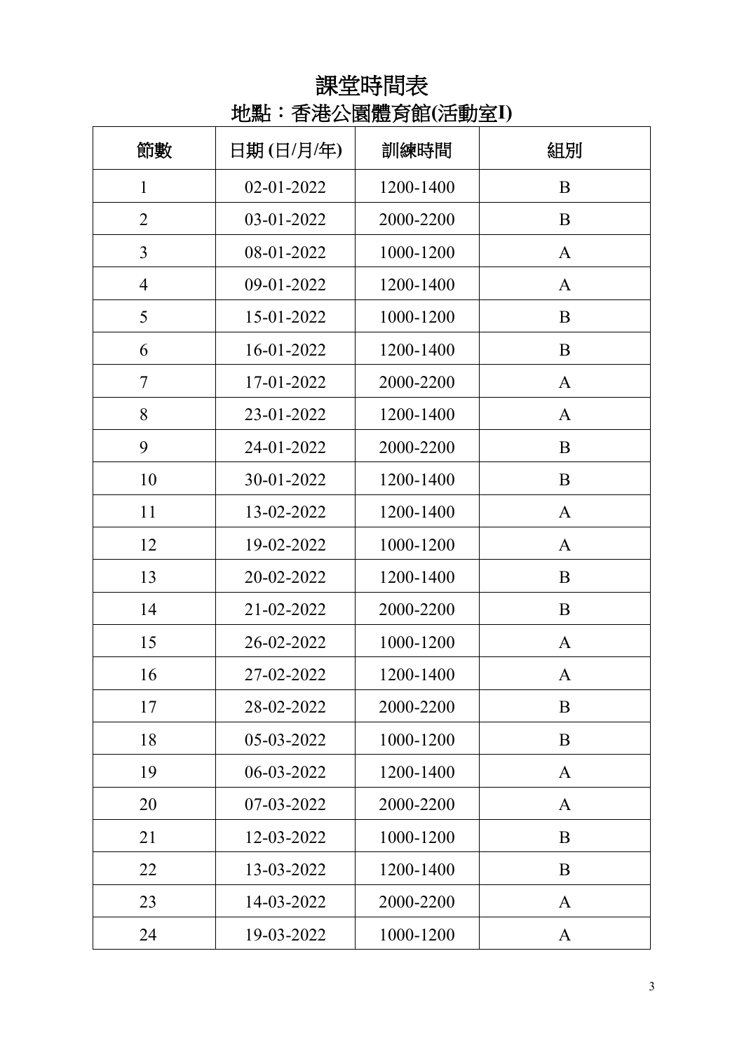# 課堂時間表

## 地點：香港公園體育館(活動室I)

| 節數 | 日期 (日/月/年) | 訓練時間 | 組別 |
|---|---|---|---|
| 1 | 02-01-2022 | 1200-1400 | B |
| 2 | 03-01-2022 | 2000-2200 | B |
| 3 | 08-01-2022 | 1000-1200 | A |
| 4 | 09-01-2022 | 1200-1400 | A |
| 5 | 15-01-2022 | 1000-1200 | B |
| 6 | 16-01-2022 | 1200-1400 | B |
| 7 | 17-01-2022 | 2000-2200 | A |
| 8 | 23-01-2022 | 1200-1400 | A |
| 9 | 24-01-2022 | 2000-2200 | B |
| 10 | 30-01-2022 | 1200-1400 | B |
| 11 | 13-02-2022 | 1200-1400 | A |
| 12 | 19-02-2022 | 1000-1200 | A |
| 13 | 20-02-2022 | 1200-1400 | B |
| 14 | 21-02-2022 | 2000-2200 | B |
| 15 | 26-02-2022 | 1000-1200 | A |
| 16 | 27-02-2022 | 1200-1400 | A |
| 17 | 28-02-2022 | 2000-2200 | B |
| 18 | 05-03-2022 | 1000-1200 | B |
| 19 | 06-03-2022 | 1200-1400 | A |
| 20 | 07-03-2022 | 2000-2200 | A |
| 21 | 12-03-2022 | 1000-1200 | B |
| 22 | 13-03-2022 | 1200-1400 | B |
| 23 | 14-03-2022 | 2000-2200 | A |
| 24 | 19-03-2022 | 1000-1200 | A |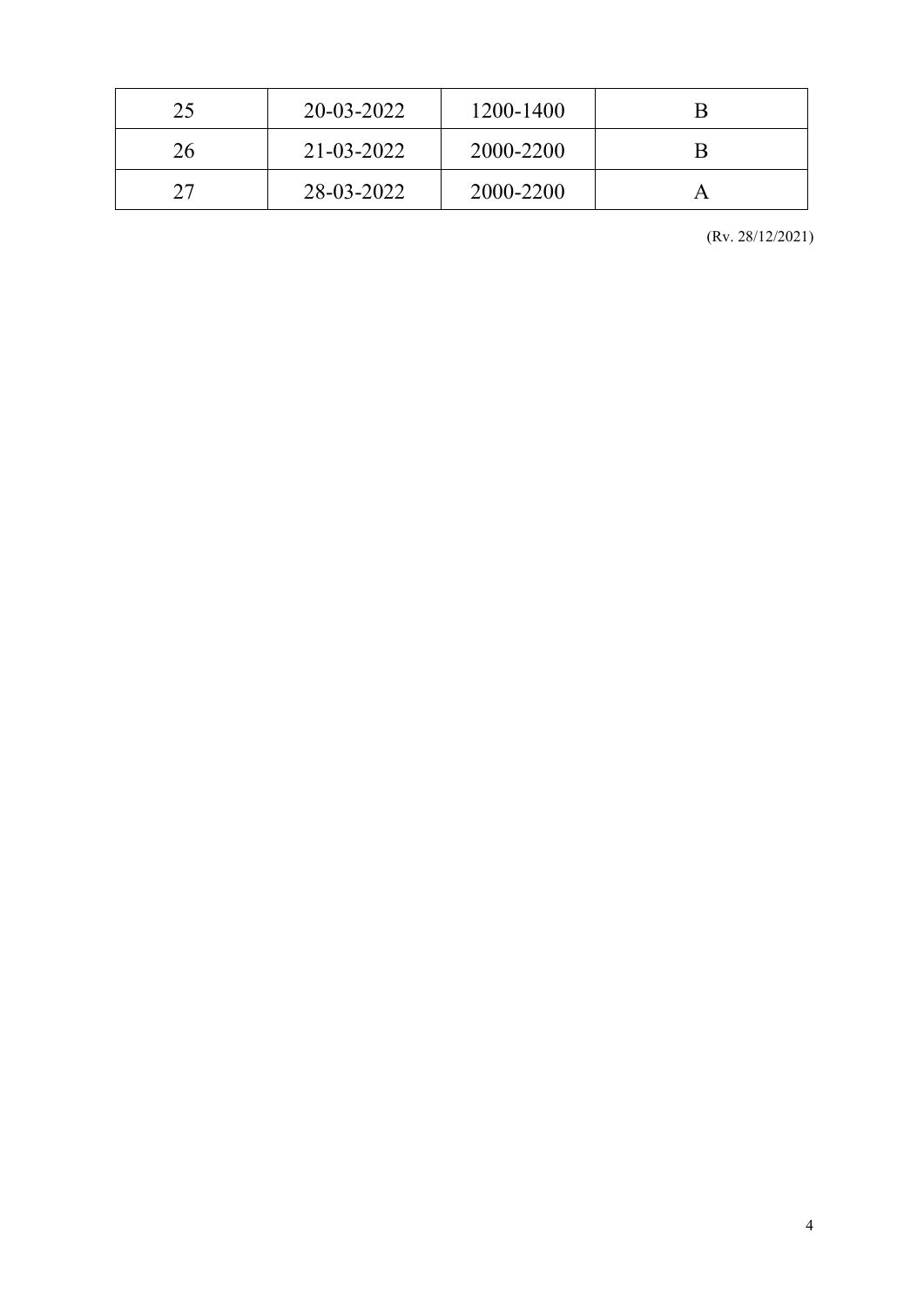| | | | |
|---|---|---|---|
| 25 | 20-03-2022 | 1200-1400 | B |
| 26 | 21-03-2022 | 2000-2200 | B |
| 27 | 28-03-2022 | 2000-2200 | A |

(Rv. 28/12/2021)